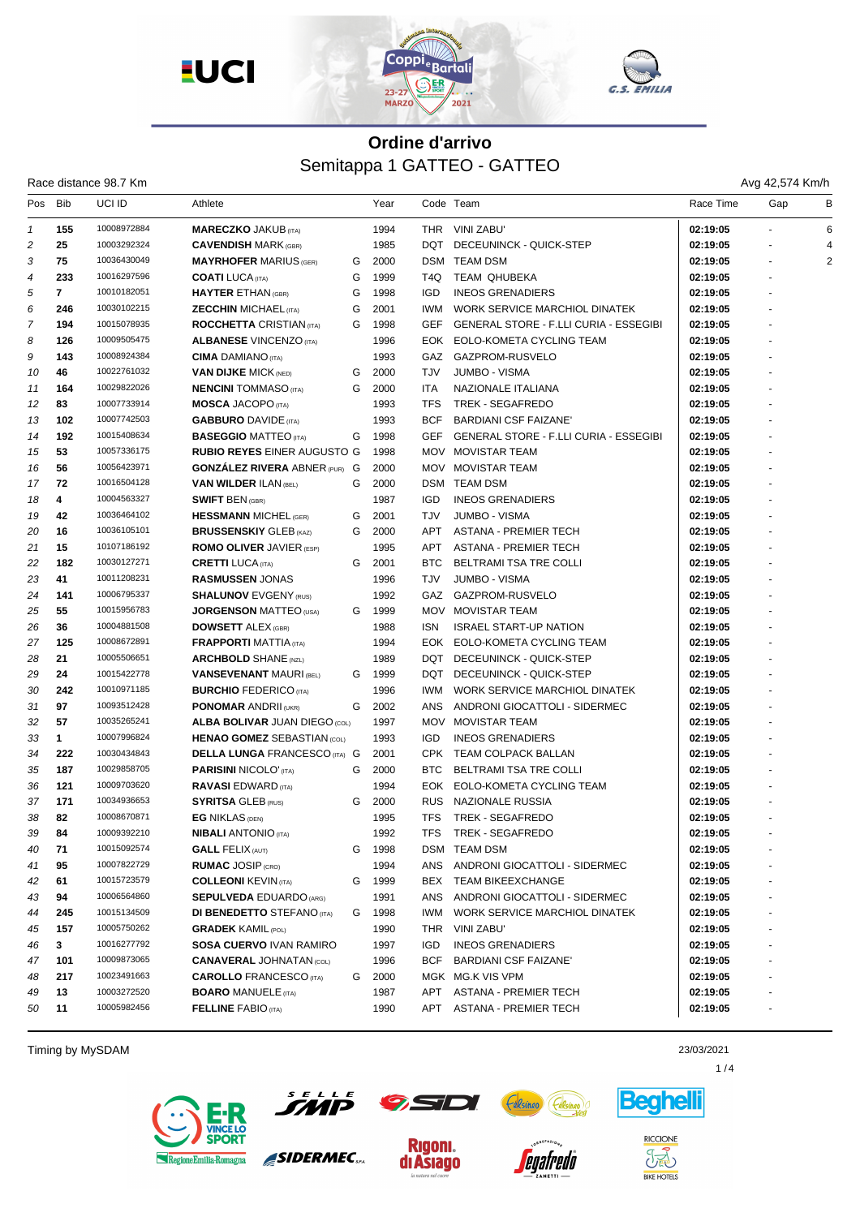# Ordine d'arrivo

## Semitappa 1 GATTEO - GATTEO

Race distance 98.7 Km

Avg 42,574 Km/h

| Pos | Bib | UCI ID | Athlete | | Year | Code | Team | Race Time | Gap | B |
|---|---|---|---|---|---|---|---|---|---|---|
| 1 | 155 | 10008972884 | **MARECZKO** JAKUB (ITA) | | 1994 | THR | VINI ZABU' | 02:19:05 | - | 6 |
| 2 | 25 | 10003292324 | **CAVENDISH** MARK (GBR) | | 1985 | DQT | DECEUNINCK - QUICK-STEP | 02:19:05 | - | 4 |
| 3 | 75 | 10036430049 | **MAYRHOFER** MARIUS (GER) | G | 2000 | DSM | TEAM DSM | 02:19:05 | - | 2 |
| 4 | 233 | 10016297596 | **COATI** LUCA (ITA) | G | 1999 | T4Q | TEAM QHUBEKA | 02:19:05 | - | |
| 5 | 7 | 10010182051 | **HAYTER** ETHAN (GBR) | G | 1998 | IGD | INEOS GRENADIERS | 02:19:05 | - | |
| 6 | 246 | 10030102215 | **ZECCHIN** MICHAEL (ITA) | G | 2001 | IWM | WORK SERVICE MARCHIOL DINATEK | 02:19:05 | - | |
| 7 | 194 | 10015078935 | **ROCCHETTA** CRISTIAN (ITA) | G | 1998 | GEF | GENERAL STORE - F.LLI CURIA - ESSEGIBI | 02:19:05 | - | |
| 8 | 126 | 10009505475 | **ALBANESE** VINCENZO (ITA) | | 1996 | EOK | EOLO-KOMETA CYCLING TEAM | 02:19:05 | - | |
| 9 | 143 | 10008924384 | **CIMA** DAMIANO (ITA) | | 1993 | GAZ | GAZPROM-RUSVELO | 02:19:05 | - | |
| 10 | 46 | 10022761032 | **VAN DIJKE** MICK (NED) | G | 2000 | TJV | JUMBO - VISMA | 02:19:05 | - | |
| 11 | 164 | 10029822026 | **NENCINI** TOMMASO (ITA) | G | 2000 | ITA | NAZIONALE ITALIANA | 02:19:05 | - | |
| 12 | 83 | 10007733914 | **MOSCA** JACOPO (ITA) | | 1993 | TFS | TREK - SEGAFREDO | 02:19:05 | - | |
| 13 | 102 | 10007742503 | **GABBURO** DAVIDE (ITA) | | 1993 | BCF | BARDIANI CSF FAIZANE' | 02:19:05 | - | |
| 14 | 192 | 10015408634 | **BASEGGIO** MATTEO (ITA) | G | 1998 | GEF | GENERAL STORE - F.LLI CURIA - ESSEGIBI | 02:19:05 | - | |
| 15 | 53 | 10057336175 | **RUBIO REYES** EINER AUGUSTO | G | 1998 | MOV | MOVISTAR TEAM | 02:19:05 | - | |
| 16 | 56 | 10056423971 | **GONZÁLEZ RIVERA** ABNER (PUR) | G | 2000 | MOV | MOVISTAR TEAM | 02:19:05 | - | |
| 17 | 72 | 10016504128 | **VAN WILDER** ILAN (BEL) | G | 2000 | DSM | TEAM DSM | 02:19:05 | - | |
| 18 | 4 | 10004563327 | **SWIFT** BEN (GBR) | | 1987 | IGD | INEOS GRENADIERS | 02:19:05 | - | |
| 19 | 42 | 10036464102 | **HESSMANN** MICHEL (GER) | G | 2001 | TJV | JUMBO - VISMA | 02:19:05 | - | |
| 20 | 16 | 10036105101 | **BRUSSENSKIY** GLEB (KAZ) | G | 2000 | APT | ASTANA - PREMIER TECH | 02:19:05 | - | |
| 21 | 15 | 10107186192 | **ROMO OLIVER** JAVIER (ESP) | | 1995 | APT | ASTANA - PREMIER TECH | 02:19:05 | - | |
| 22 | 182 | 10030127271 | **CRETTI** LUCA (ITA) | G | 2001 | BTC | BELTRAMI TSA TRE COLLI | 02:19:05 | - | |
| 23 | 41 | 10011208231 | **RASMUSSEN** JONAS | | 1996 | TJV | JUMBO - VISMA | 02:19:05 | - | |
| 24 | 141 | 10006795337 | **SHALUNOV** EVGENY (RUS) | | 1992 | GAZ | GAZPROM-RUSVELO | 02:19:05 | - | |
| 25 | 55 | 10015956783 | **JORGENSON** MATTEO (USA) | G | 1999 | MOV | MOVISTAR TEAM | 02:19:05 | - | |
| 26 | 36 | 10004881508 | **DOWSETT** ALEX (GBR) | | 1988 | ISN | ISRAEL START-UP NATION | 02:19:05 | - | |
| 27 | 125 | 10008672891 | **FRAPPORTI** MATTIA (ITA) | | 1994 | EOK | EOLO-KOMETA CYCLING TEAM | 02:19:05 | - | |
| 28 | 21 | 10005506651 | **ARCHBOLD** SHANE (NZL) | | 1989 | DQT | DECEUNINCK - QUICK-STEP | 02:19:05 | - | |
| 29 | 24 | 10015422778 | **VANSEVENANT** MAURI (BEL) | G | 1999 | DQT | DECEUNINCK - QUICK-STEP | 02:19:05 | - | |
| 30 | 242 | 10010971185 | **BURCHIO** FEDERICO (ITA) | | 1996 | IWM | WORK SERVICE MARCHIOL DINATEK | 02:19:05 | - | |
| 31 | 97 | 10093512428 | **PONOMAR** ANDRII (UKR) | G | 2002 | ANS | ANDRONI GIOCATTOLI - SIDERMEC | 02:19:05 | - | |
| 32 | 57 | 10035265241 | **ALBA BOLIVAR** JUAN DIEGO (COL) | | 1997 | MOV | MOVISTAR TEAM | 02:19:05 | - | |
| 33 | 1 | 10007996824 | **HENAO GOMEZ** SEBASTIAN (COL) | | 1993 | IGD | INEOS GRENADIERS | 02:19:05 | - | |
| 34 | 222 | 10030434843 | **DELLA LUNGA** FRANCESCO (ITA) | G | 2001 | CPK | TEAM COLPACK BALLAN | 02:19:05 | - | |
| 35 | 187 | 10029858705 | **PARISINI** NICOLO' (ITA) | G | 2000 | BTC | BELTRAMI TSA TRE COLLI | 02:19:05 | - | |
| 36 | 121 | 10009703620 | **RAVASI** EDWARD (ITA) | | 1994 | EOK | EOLO-KOMETA CYCLING TEAM | 02:19:05 | - | |
| 37 | 171 | 10034936653 | **SYRITSA** GLEB (RUS) | G | 2000 | RUS | NAZIONALE RUSSIA | 02:19:05 | - | |
| 38 | 82 | 10008670871 | **EG** NIKLAS (DEN) | | 1995 | TFS | TREK - SEGAFREDO | 02:19:05 | - | |
| 39 | 84 | 10009392210 | **NIBALI** ANTONIO (ITA) | | 1992 | TFS | TREK - SEGAFREDO | 02:19:05 | - | |
| 40 | 71 | 10015092574 | **GALL** FELIX (AUT) | G | 1998 | DSM | TEAM DSM | 02:19:05 | - | |
| 41 | 95 | 10007822729 | **RUMAC** JOSIP (CRO) | | 1994 | ANS | ANDRONI GIOCATTOLI - SIDERMEC | 02:19:05 | - | |
| 42 | 61 | 10015723579 | **COLLEONI** KEVIN (ITA) | G | 1999 | BEX | TEAM BIKEEXCHANGE | 02:19:05 | - | |
| 43 | 94 | 10006564860 | **SEPULVEDA** EDUARDO (ARG) | | 1991 | ANS | ANDRONI GIOCATTOLI - SIDERMEC | 02:19:05 | - | |
| 44 | 245 | 10015134509 | **DI BENEDETTO** STEFANO (ITA) | G | 1998 | IWM | WORK SERVICE MARCHIOL DINATEK | 02:19:05 | - | |
| 45 | 157 | 10005750262 | **GRADEK** KAMIL (POL) | | 1990 | THR | VINI ZABU' | 02:19:05 | - | |
| 46 | 3 | 10016277792 | **SOSA CUERVO** IVAN RAMIRO | | 1997 | IGD | INEOS GRENADIERS | 02:19:05 | - | |
| 47 | 101 | 10009873065 | **CANAVERAL** JOHNATAN (COL) | | 1996 | BCF | BARDIANI CSF FAIZANE' | 02:19:05 | - | |
| 48 | 217 | 10023491663 | **CAROLLO** FRANCESCO (ITA) | G | 2000 | MGK | MG.K VIS VPM | 02:19:05 | - | |
| 49 | 13 | 10003272520 | **BOARO** MANUELE (ITA) | | 1987 | APT | ASTANA - PREMIER TECH | 02:19:05 | - | |
| 50 | 11 | 10005982456 | **FELLINE** FABIO (ITA) | | 1990 | APT | ASTANA - PREMIER TECH | 02:19:05 | - | |

Timing by MySDAM

23/03/2021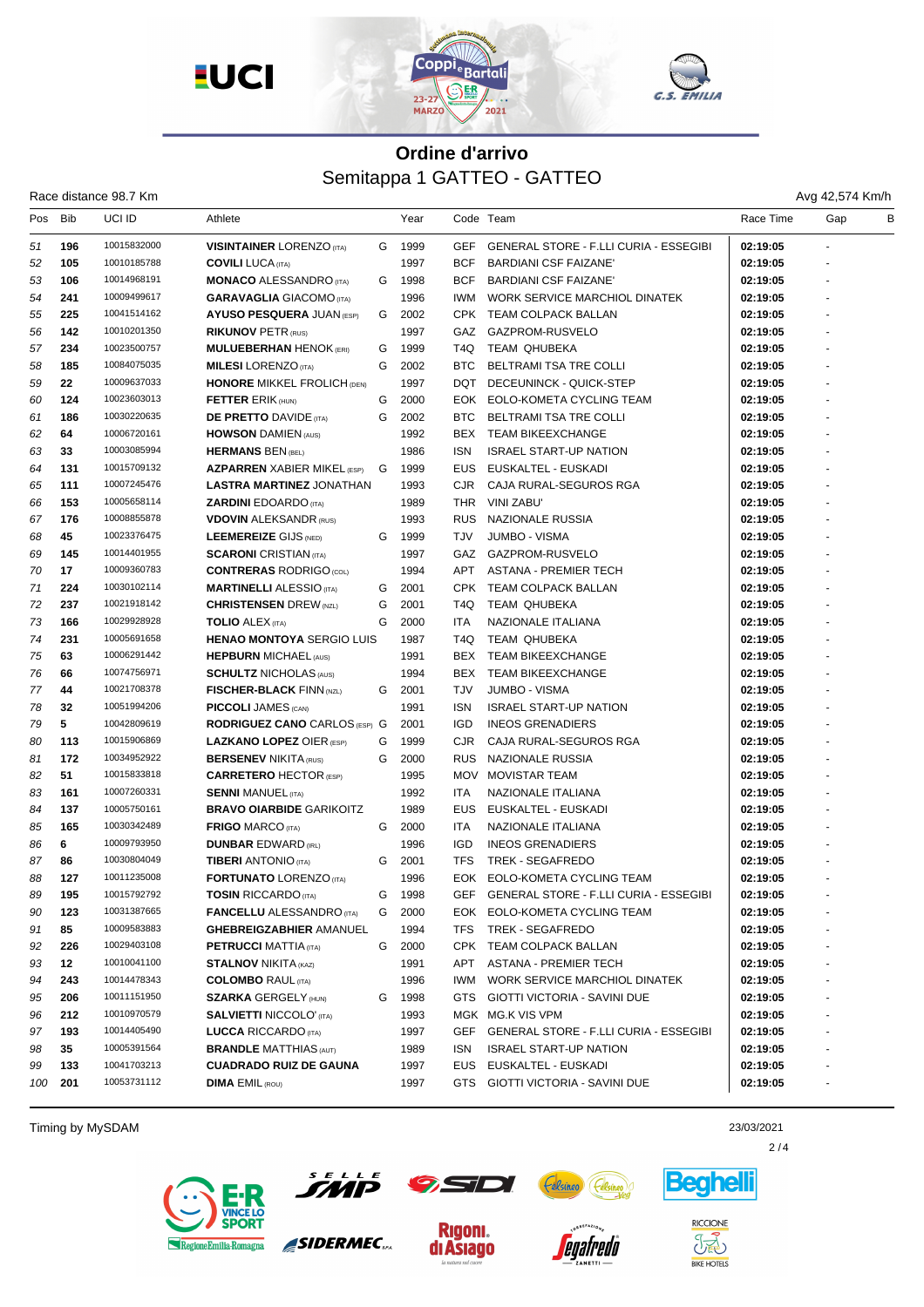## Ordine d'arrivo

### Semitappa 1 GATTEO - GATTEO

Race distance 98.7 Km

Avg 42,574 Km/h

| Pos | Bib | UCI ID | Athlete | | Year | Code | Team | Race Time | Gap | B |
|---|---|---|---|---|---|---|---|---|---|---|
| 51 | 196 | 10015832000 | **VISINTAINER** LORENZO (ITA) | G | 1999 | GEF | GENERAL STORE - F.LLI CURIA - ESSEGIBI | **02:19:05** | - | |
| 52 | 105 | 10010185788 | **COVILI** LUCA (ITA) | | 1997 | BCF | BARDIANI CSF FAIZANE' | **02:19:05** | - | |
| 53 | 106 | 10014968191 | **MONACO** ALESSANDRO (ITA) | G | 1998 | BCF | BARDIANI CSF FAIZANE' | **02:19:05** | - | |
| 54 | 241 | 10009499617 | **GARAVAGLIA** GIACOMO (ITA) | | 1996 | IWM | WORK SERVICE MARCHIOL DINATEK | **02:19:05** | - | |
| 55 | 225 | 10041514162 | **AYUSO PESQUERA** JUAN (ESP) | G | 2002 | CPK | TEAM COLPACK BALLAN | **02:19:05** | - | |
| 56 | 142 | 10010201350 | **RIKUNOV** PETR (RUS) | | 1997 | GAZ | GAZPROM-RUSVELO | **02:19:05** | - | |
| 57 | 234 | 10023500757 | **MULUEBERHAN** HENOK (ERI) | G | 1999 | T4Q | TEAM QHUBEKA | **02:19:05** | - | |
| 58 | 185 | 10084075035 | **MILESI** LORENZO (ITA) | G | 2002 | BTC | BELTRAMI TSA TRE COLLI | **02:19:05** | - | |
| 59 | 22 | 10009637033 | **HONORE** MIKKEL FROLICH (DEN) | | 1997 | DQT | DECEUNINCK - QUICK-STEP | **02:19:05** | - | |
| 60 | 124 | 10023603013 | **FETTER** ERIK (HUN) | G | 2000 | EOK | EOLO-KOMETA CYCLING TEAM | **02:19:05** | - | |
| 61 | 186 | 10030220635 | **DE PRETTO** DAVIDE (ITA) | G | 2002 | BTC | BELTRAMI TSA TRE COLLI | **02:19:05** | - | |
| 62 | 64 | 10006720161 | **HOWSON** DAMIEN (AUS) | | 1992 | BEX | TEAM BIKEEXCHANGE | **02:19:05** | - | |
| 63 | 33 | 10003085994 | **HERMANS** BEN (BEL) | | 1986 | ISN | ISRAEL START-UP NATION | **02:19:05** | - | |
| 64 | 131 | 10015709132 | **AZPARREN** XABIER MIKEL (ESP) | G | 1999 | EUS | EUSKALTEL - EUSKADI | **02:19:05** | - | |
| 65 | 111 | 10007245476 | **LASTRA MARTINEZ** JONATHAN | | 1993 | CJR | CAJA RURAL-SEGUROS RGA | **02:19:05** | - | |
| 66 | 153 | 10005658114 | **ZARDINI** EDOARDO (ITA) | | 1989 | THR | VINI ZABU' | **02:19:05** | - | |
| 67 | 176 | 10008855878 | **VDOVIN** ALEKSANDR (RUS) | | 1993 | RUS | NAZIONALE RUSSIA | **02:19:05** | - | |
| 68 | 45 | 10023376475 | **LEEMEREIZE** GIJS (NED) | G | 1999 | TJV | JUMBO - VISMA | **02:19:05** | - | |
| 69 | 145 | 10014401955 | **SCARONI** CRISTIAN (ITA) | | 1997 | GAZ | GAZPROM-RUSVELO | **02:19:05** | - | |
| 70 | 17 | 10009360783 | **CONTRERAS** RODRIGO (COL) | | 1994 | APT | ASTANA - PREMIER TECH | **02:19:05** | - | |
| 71 | 224 | 10030102114 | **MARTINELLI** ALESSIO (ITA) | G | 2001 | CPK | TEAM COLPACK BALLAN | **02:19:05** | - | |
| 72 | 237 | 10021918142 | **CHRISTENSEN** DREW (NZL) | G | 2001 | T4Q | TEAM QHUBEKA | **02:19:05** | - | |
| 73 | 166 | 10029928928 | **TOLIO** ALEX (ITA) | G | 2000 | ITA | NAZIONALE ITALIANA | **02:19:05** | - | |
| 74 | 231 | 10005691658 | **HENAO MONTOYA** SERGIO LUIS | | 1987 | T4Q | TEAM QHUBEKA | **02:19:05** | - | |
| 75 | 63 | 10006291442 | **HEPBURN** MICHAEL (AUS) | | 1991 | BEX | TEAM BIKEEXCHANGE | **02:19:05** | - | |
| 76 | 66 | 10074756971 | **SCHULTZ** NICHOLAS (AUS) | | 1994 | BEX | TEAM BIKEEXCHANGE | **02:19:05** | - | |
| 77 | 44 | 10021708378 | **FISCHER-BLACK** FINN (NZL) | G | 2001 | TJV | JUMBO - VISMA | **02:19:05** | - | |
| 78 | 32 | 10051994206 | **PICCOLI** JAMES (CAN) | | 1991 | ISN | ISRAEL START-UP NATION | **02:19:05** | - | |
| 79 | 5 | 10042809619 | **RODRIGUEZ CANO** CARLOS (ESP) | G | 2001 | IGD | INEOS GRENADIERS | **02:19:05** | - | |
| 80 | 113 | 10015906869 | **LAZKANO LOPEZ** OIER (ESP) | G | 1999 | CJR | CAJA RURAL-SEGUROS RGA | **02:19:05** | - | |
| 81 | 172 | 10034952922 | **BERSENEV** NIKITA (RUS) | G | 2000 | RUS | NAZIONALE RUSSIA | **02:19:05** | - | |
| 82 | 51 | 10015833818 | **CARRETERO** HECTOR (ESP) | | 1995 | MOV | MOVISTAR TEAM | **02:19:05** | - | |
| 83 | 161 | 10007260331 | **SENNI** MANUEL (ITA) | | 1992 | ITA | NAZIONALE ITALIANA | **02:19:05** | - | |
| 84 | 137 | 10005750161 | **BRAVO OIARBIDE** GARIKOITZ | | 1989 | EUS | EUSKALTEL - EUSKADI | **02:19:05** | - | |
| 85 | 165 | 10030342489 | **FRIGO** MARCO (ITA) | G | 2000 | ITA | NAZIONALE ITALIANA | **02:19:05** | - | |
| 86 | 6 | 10009793950 | **DUNBAR** EDWARD (IRL) | | 1996 | IGD | INEOS GRENADIERS | **02:19:05** | - | |
| 87 | 86 | 10030804049 | **TIBERI** ANTONIO (ITA) | G | 2001 | TFS | TREK - SEGAFREDO | **02:19:05** | - | |
| 88 | 127 | 10011235008 | **FORTUNATO** LORENZO (ITA) | | 1996 | EOK | EOLO-KOMETA CYCLING TEAM | **02:19:05** | - | |
| 89 | 195 | 10015792792 | **TOSIN** RICCARDO (ITA) | G | 1998 | GEF | GENERAL STORE - F.LLI CURIA - ESSEGIBI | **02:19:05** | - | |
| 90 | 123 | 10031387665 | **FANCELLU** ALESSANDRO (ITA) | G | 2000 | EOK | EOLO-KOMETA CYCLING TEAM | **02:19:05** | - | |
| 91 | 85 | 10009583883 | **GHEBREIGZABHIER** AMANUEL | | 1994 | TFS | TREK - SEGAFREDO | **02:19:05** | - | |
| 92 | 226 | 10029403108 | **PETRUCCI** MATTIA (ITA) | G | 2000 | CPK | TEAM COLPACK BALLAN | **02:19:05** | - | |
| 93 | 12 | 10010041100 | **STALNOV** NIKITA (KAZ) | | 1991 | APT | ASTANA - PREMIER TECH | **02:19:05** | - | |
| 94 | 243 | 10014478343 | **COLOMBO** RAUL (ITA) | | 1996 | IWM | WORK SERVICE MARCHIOL DINATEK | **02:19:05** | - | |
| 95 | 206 | 10011151950 | **SZARKA** GERGELY (HUN) | G | 1998 | GTS | GIOTTI VICTORIA - SAVINI DUE | **02:19:05** | - | |
| 96 | 212 | 10010970579 | **SALVIETTI** NICCOLO' (ITA) | | 1993 | MGK | MG.K VIS VPM | **02:19:05** | - | |
| 97 | 193 | 10014405490 | **LUCCA** RICCARDO (ITA) | | 1997 | GEF | GENERAL STORE - F.LLI CURIA - ESSEGIBI | **02:19:05** | - | |
| 98 | 35 | 10005391564 | **BRANDLE** MATTHIAS (AUT) | | 1989 | ISN | ISRAEL START-UP NATION | **02:19:05** | - | |
| 99 | 133 | 10041703213 | **CUADRADO RUIZ DE GAUNA** | | 1997 | EUS | EUSKALTEL - EUSKADI | **02:19:05** | - | |
| 100 | 201 | 10053731112 | **DIMA** EMIL (ROU) | | 1997 | GTS | GIOTTI VICTORIA - SAVINI DUE | **02:19:05** | - | |

Timing by MySDAM

23/03/2021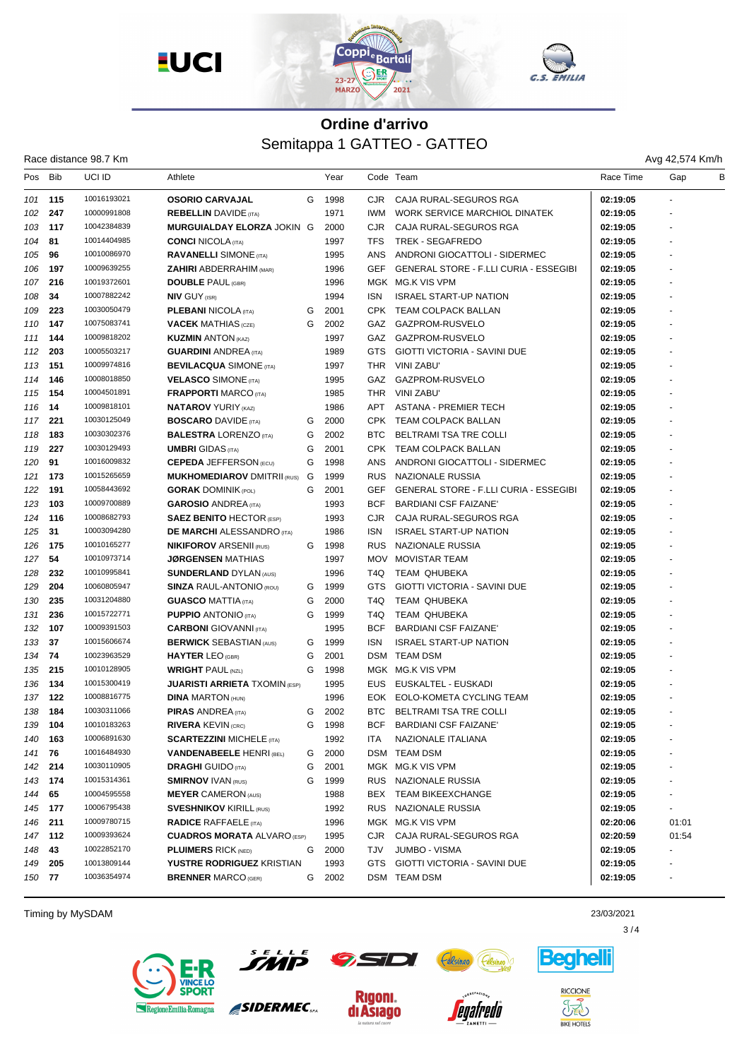# Ordine d'arrivo

## Semitappa 1 GATTEO - GATTEO

Race distance 98.7 Km | Avg 42,574 Km/h

| Pos | Bib | UCI ID | Athlete | | Year | Code | Team | Race Time | Gap | B |
|---|---|---|---|---|---|---|---|---|---|---|
| 101 | 115 | 10016193021 | **OSORIO CARVAJAL** | G | 1998 | CJR | CAJA RURAL-SEGUROS RGA | 02:19:05 | - | |
| 102 | 247 | 10000991808 | **REBELLIN** DAVIDE (ITA) | | 1971 | IWM | WORK SERVICE MARCHIOL DINATEK | 02:19:05 | - | |
| 103 | 117 | 10042384839 | **MURGUIALDAY ELORZA** JOKIN | G | 2000 | CJR | CAJA RURAL-SEGUROS RGA | 02:19:05 | - | |
| 104 | 81 | 10014404985 | **CONCI** NICOLA (ITA) | | 1997 | TFS | TREK - SEGAFREDO | 02:19:05 | - | |
| 105 | 96 | 10010086970 | **RAVANELLI** SIMONE (ITA) | | 1995 | ANS | ANDRONI GIOCATTOLI - SIDERMEC | 02:19:05 | - | |
| 106 | 197 | 10009639255 | **ZAHIRI** ABDERRAHIM (MAR) | | 1996 | GEF | GENERAL STORE - F.LLI CURIA - ESSEGIBI | 02:19:05 | - | |
| 107 | 216 | 10019372601 | **DOUBLE** PAUL (GBR) | | 1996 | MGK | MG.K VIS VPM | 02:19:05 | - | |
| 108 | 34 | 10007882242 | **NIV** GUY (ISR) | | 1994 | ISN | ISRAEL START-UP NATION | 02:19:05 | - | |
| 109 | 223 | 10030050479 | **PLEBANI** NICOLA (ITA) | G | 2001 | CPK | TEAM COLPACK BALLAN | 02:19:05 | - | |
| 110 | 147 | 10075083741 | **VACEK** MATHIAS (CZE) | G | 2002 | GAZ | GAZPROM-RUSVELO | 02:19:05 | - | |
| 111 | 144 | 10009818202 | **KUZMIN** ANTON (KAZ) | | 1997 | GAZ | GAZPROM-RUSVELO | 02:19:05 | - | |
| 112 | 203 | 10005503217 | **GUARDINI** ANDREA (ITA) | | 1989 | GTS | GIOTTI VICTORIA - SAVINI DUE | 02:19:05 | - | |
| 113 | 151 | 10009974816 | **BEVILACQUA** SIMONE (ITA) | | 1997 | THR | VINI ZABU' | 02:19:05 | - | |
| 114 | 146 | 10008018850 | **VELASCO** SIMONE (ITA) | | 1995 | GAZ | GAZPROM-RUSVELO | 02:19:05 | - | |
| 115 | 154 | 10004501891 | **FRAPPORTI** MARCO (ITA) | | 1985 | THR | VINI ZABU' | 02:19:05 | - | |
| 116 | 14 | 10009818101 | **NATAROV** YURIY (KAZ) | | 1986 | APT | ASTANA - PREMIER TECH | 02:19:05 | - | |
| 117 | 221 | 10030125049 | **BOSCARO** DAVIDE (ITA) | G | 2000 | CPK | TEAM COLPACK BALLAN | 02:19:05 | - | |
| 118 | 183 | 10030302376 | **BALESTRA** LORENZO (ITA) | G | 2002 | BTC | BELTRAMI TSA TRE COLLI | 02:19:05 | - | |
| 119 | 227 | 10030129493 | **UMBRI** GIDAS (ITA) | G | 2001 | CPK | TEAM COLPACK BALLAN | 02:19:05 | - | |
| 120 | 91 | 10016009832 | **CEPEDA** JEFFERSON (ECU) | G | 1998 | ANS | ANDRONI GIOCATTOLI - SIDERMEC | 02:19:05 | - | |
| 121 | 173 | 10015265659 | **MUKHOMEDIAROV** DMITRII (RUS) | G | 1999 | RUS | NAZIONALE RUSSIA | 02:19:05 | - | |
| 122 | 191 | 10058443692 | **GORAK** DOMINIK (POL) | G | 2001 | GEF | GENERAL STORE - F.LLI CURIA - ESSEGIBI | 02:19:05 | - | |
| 123 | 103 | 10009700889 | **GAROSIO** ANDREA (ITA) | | 1993 | BCF | BARDIANI CSF FAIZANE' | 02:19:05 | - | |
| 124 | 116 | 10008682793 | **SAEZ BENITO** HECTOR (ESP) | | 1993 | CJR | CAJA RURAL-SEGUROS RGA | 02:19:05 | - | |
| 125 | 31 | 10003094280 | **DE MARCHI** ALESSANDRO (ITA) | | 1986 | ISN | ISRAEL START-UP NATION | 02:19:05 | - | |
| 126 | 175 | 10010165277 | **NIKIFOROV** ARSENII (RUS) | G | 1998 | RUS | NAZIONALE RUSSIA | 02:19:05 | - | |
| 127 | 54 | 10010973714 | **JØRGENSEN** MATHIAS | | 1997 | MOV | MOVISTAR TEAM | 02:19:05 | - | |
| 128 | 232 | 10010995841 | **SUNDERLAND** DYLAN (AUS) | | 1996 | T4Q | TEAM QHUBEKA | 02:19:05 | - | |
| 129 | 204 | 10060805947 | **SINZA** RAUL-ANTONIO (ROU) | G | 1999 | GTS | GIOTTI VICTORIA - SAVINI DUE | 02:19:05 | - | |
| 130 | 235 | 10031204880 | **GUASCO** MATTIA (ITA) | G | 2000 | T4Q | TEAM QHUBEKA | 02:19:05 | - | |
| 131 | 236 | 10015722771 | **PUPPIO** ANTONIO (ITA) | G | 1999 | T4Q | TEAM QHUBEKA | 02:19:05 | - | |
| 132 | 107 | 10009391503 | **CARBONI** GIOVANNI (ITA) | | 1995 | BCF | BARDIANI CSF FAIZANE' | 02:19:05 | - | |
| 133 | 37 | 10015606674 | **BERWICK** SEBASTIAN (AUS) | G | 1999 | ISN | ISRAEL START-UP NATION | 02:19:05 | - | |
| 134 | 74 | 10023963529 | **HAYTER** LEO (GBR) | G | 2001 | DSM | TEAM DSM | 02:19:05 | - | |
| 135 | 215 | 10010128905 | **WRIGHT** PAUL (NZL) | G | 1998 | MGK | MG.K VIS VPM | 02:19:05 | - | |
| 136 | 134 | 10015300419 | **JUARISTI ARRIETA** TXOMIN (ESP) | | 1995 | EUS | EUSKALTEL - EUSKADI | 02:19:05 | - | |
| 137 | 122 | 10008816775 | **DINA** MARTON (HUN) | | 1996 | EOK | EOLO-KOMETA CYCLING TEAM | 02:19:05 | - | |
| 138 | 184 | 10030311066 | **PIRAS** ANDREA (ITA) | G | 2002 | BTC | BELTRAMI TSA TRE COLLI | 02:19:05 | - | |
| 139 | 104 | 10010183263 | **RIVERA** KEVIN (CRC) | G | 1998 | BCF | BARDIANI CSF FAIZANE' | 02:19:05 | - | |
| 140 | 163 | 10006891630 | **SCARTEZZINI** MICHELE (ITA) | | 1992 | ITA | NAZIONALE ITALIANA | 02:19:05 | - | |
| 141 | 76 | 10016484930 | **VANDENABEELE** HENRI (BEL) | G | 2000 | DSM | TEAM DSM | 02:19:05 | - | |
| 142 | 214 | 10030110905 | **DRAGHI** GUIDO (ITA) | G | 2001 | MGK | MG.K VIS VPM | 02:19:05 | - | |
| 143 | 174 | 10015314361 | **SMIRNOV** IVAN (RUS) | G | 1999 | RUS | NAZIONALE RUSSIA | 02:19:05 | - | |
| 144 | 65 | 10004595558 | **MEYER** CAMERON (AUS) | | 1988 | BEX | TEAM BIKEEXCHANGE | 02:19:05 | - | |
| 145 | 177 | 10006795438 | **SVESHNIKOV** KIRILL (RUS) | | 1992 | RUS | NAZIONALE RUSSIA | 02:19:05 | - | |
| 146 | 211 | 10009780715 | **RADICE** RAFFAELE (ITA) | | 1996 | MGK | MG.K VIS VPM | 02:20:06 | 01:01 | |
| 147 | 112 | 10009393624 | **CUADROS MORATA** ALVARO (ESP) | | 1995 | CJR | CAJA RURAL-SEGUROS RGA | 02:20:59 | 01:54 | |
| 148 | 43 | 10022852170 | **PLUIMERS** RICK (NED) | G | 2000 | TJV | JUMBO - VISMA | 02:19:05 | - | |
| 149 | 205 | 10013809144 | **YUSTRE RODRIGUEZ** KRISTIAN | | 1993 | GTS | GIOTTI VICTORIA - SAVINI DUE | 02:19:05 | - | |
| 150 | 77 | 10036354974 | **BRENNER** MARCO (GER) | G | 2002 | DSM | TEAM DSM | 02:19:05 | - | |

Timing by MySDAM

23/03/2021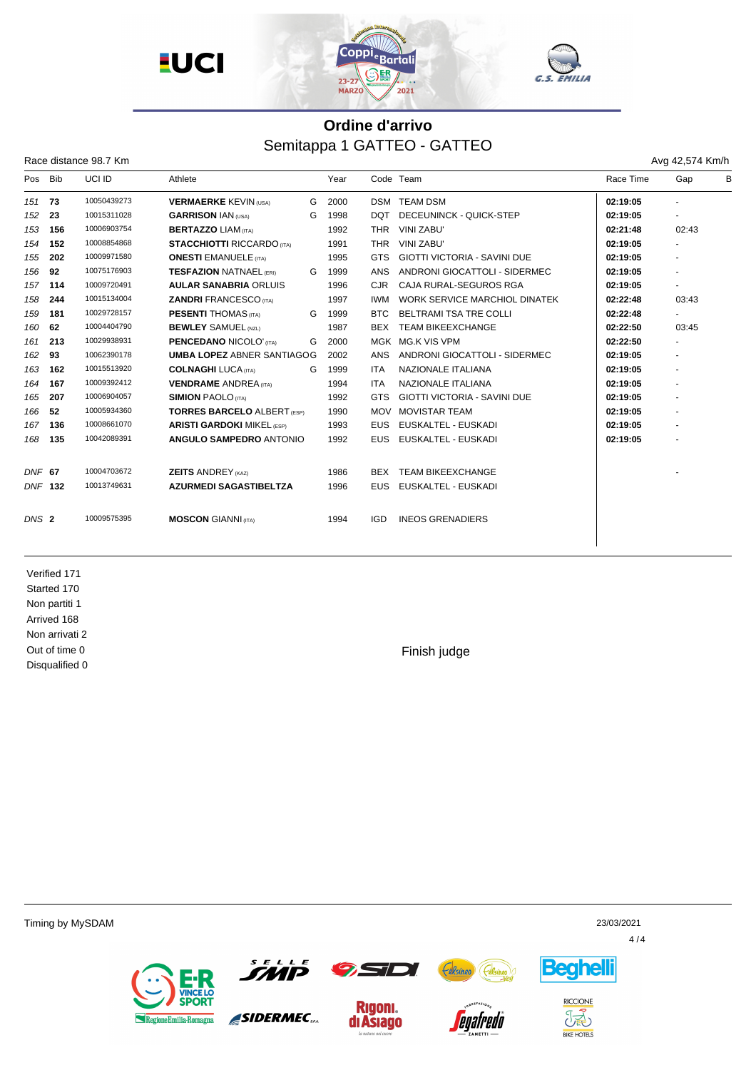## Ordine d'arrivo

### Semitappa 1 GATTEO - GATTEO

Race distance 98.7 Km

Avg 42,574 Km/h

| Pos | Bib | UCI ID | Athlete | | Year | Code | Team | Race Time | Gap | B |
|---|---|---|---|---|---|---|---|---|---|---|
| 151 | 73 | 10050439273 | **VERMAERKE** KEVIN (USA) | G | 2000 | DSM | TEAM DSM | **02:19:05** | - | |
| 152 | 23 | 10015311028 | **GARRISON** IAN (USA) | G | 1998 | DQT | DECEUNINCK - QUICK-STEP | **02:19:05** | - | |
| 153 | 156 | 10006903754 | **BERTAZZO** LIAM (ITA) | | 1992 | THR | VINI ZABU' | **02:21:48** | 02:43 | |
| 154 | 152 | 10008854868 | **STACCHIOTTI** RICCARDO (ITA) | | 1991 | THR | VINI ZABU' | **02:19:05** | - | |
| 155 | 202 | 10009971580 | **ONESTI** EMANUELE (ITA) | | 1995 | GTS | GIOTTI VICTORIA - SAVINI DUE | **02:19:05** | - | |
| 156 | 92 | 10075176903 | **TESFAZION** NATNAEL (ERI) | G | 1999 | ANS | ANDRONI GIOCATTOLI - SIDERMEC | **02:19:05** | - | |
| 157 | 114 | 10009720491 | **AULAR SANABRIA** ORLUIS | | 1996 | CJR | CAJA RURAL-SEGUROS RGA | **02:19:05** | - | |
| 158 | 244 | 10015134004 | **ZANDRI** FRANCESCO (ITA) | | 1997 | IWM | WORK SERVICE MARCHIOL DINATEK | **02:22:48** | 03:43 | |
| 159 | 181 | 10029728157 | **PESENTI** THOMAS (ITA) | G | 1999 | BTC | BELTRAMI TSA TRE COLLI | **02:22:48** | - | |
| 160 | 62 | 10004404790 | **BEWLEY** SAMUEL (NZL) | | 1987 | BEX | TEAM BIKEEXCHANGE | **02:22:50** | 03:45 | |
| 161 | 213 | 10029938931 | **PENCEDANO** NICOLO' (ITA) | G | 2000 | MGK | MG.K VIS VPM | **02:22:50** | - | |
| 162 | 93 | 10062390178 | **UMBA LOPEZ** ABNER SANTIAGO | G | 2002 | ANS | ANDRONI GIOCATTOLI - SIDERMEC | **02:19:05** | - | |
| 163 | 162 | 10015513920 | **COLNAGHI** LUCA (ITA) | G | 1999 | ITA | NAZIONALE ITALIANA | **02:19:05** | - | |
| 164 | 167 | 10009392412 | **VENDRAME** ANDREA (ITA) | | 1994 | ITA | NAZIONALE ITALIANA | **02:19:05** | - | |
| 165 | 207 | 10006904057 | **SIMION** PAOLO (ITA) | | 1992 | GTS | GIOTTI VICTORIA - SAVINI DUE | **02:19:05** | - | |
| 166 | 52 | 10005934360 | **TORRES BARCELO** ALBERT (ESP) | | 1990 | MOV | MOVISTAR TEAM | **02:19:05** | - | |
| 167 | 136 | 10008661070 | **ARISTI GARDOKI** MIKEL (ESP) | | 1993 | EUS | EUSKALTEL - EUSKADI | **02:19:05** | - | |
| 168 | 135 | 10042089391 | **ANGULO SAMPEDRO** ANTONIO | | 1992 | EUS | EUSKALTEL - EUSKADI | **02:19:05** | - | |
| DNF | 67 | 10004703672 | **ZEITS** ANDREY (KAZ) | | 1986 | BEX | TEAM BIKEEXCHANGE | | - | |
| DNF | 132 | 10013749631 | **AZURMEDI SAGASTIBELTZA** | | 1996 | EUS | EUSKALTEL - EUSKADI | | | |
| DNS | 2 | 10009575395 | **MOSCON** GIANNI (ITA) | | 1994 | IGD | INEOS GRENADIERS | | | |

Verified 171
Started 170
Non partiti 1
Arrived 168
Non arrivati 2
Out of time 0
Disqualified 0

Finish judge

Timing by MySDAM

23/03/2021